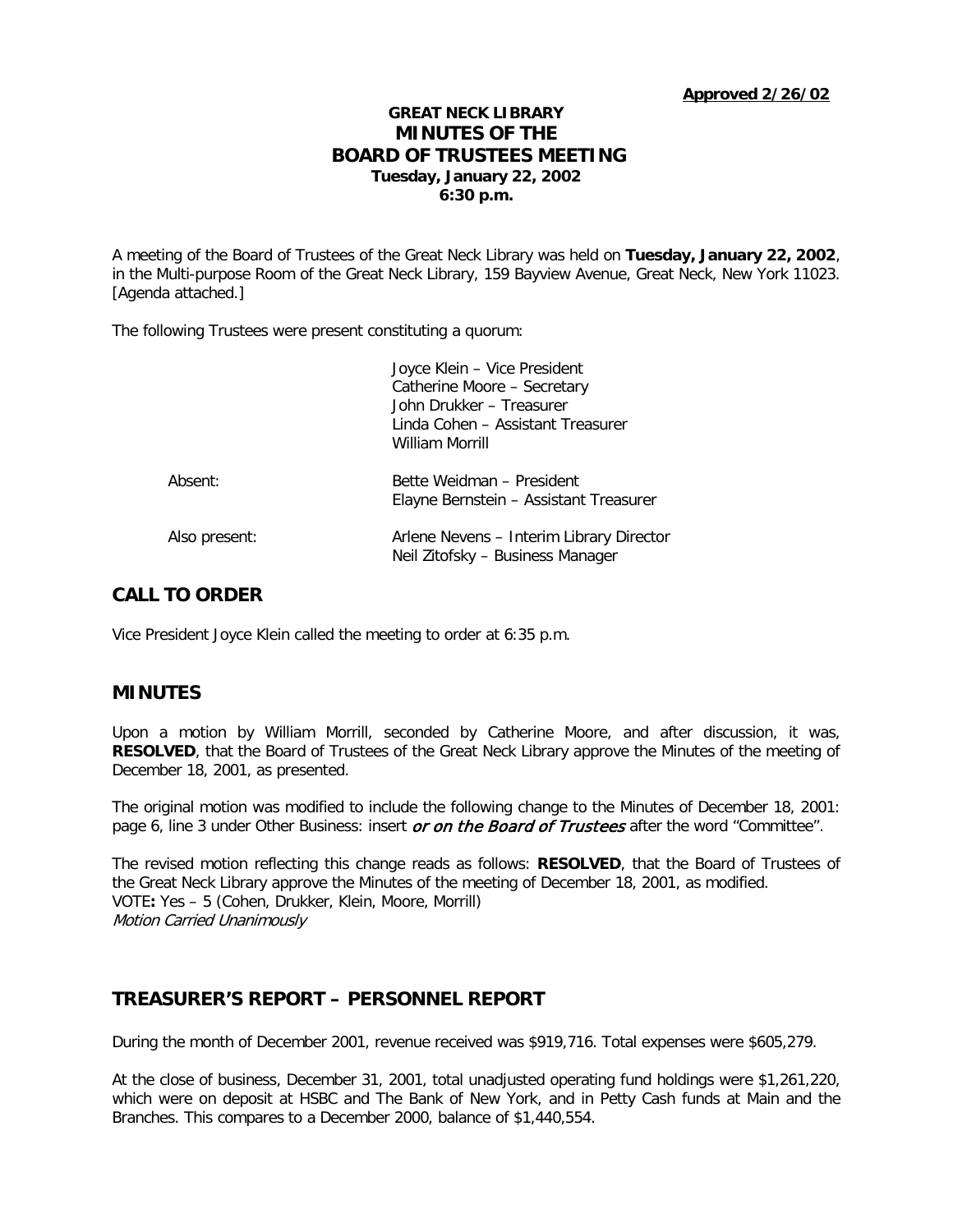**Approved 2/26/02**

# GREAT NECK LIBRARY
# MINUTES OF THE
# BOARD OF TRUSTEES MEETING
**Tuesday, January 22, 2002**
**6:30 p.m.**

A meeting of the Board of Trustees of the Great Neck Library was held on **Tuesday, January 22, 2002**, in the Multi-purpose Room of the Great Neck Library, 159 Bayview Avenue, Great Neck, New York 11023. [Agenda attached.]

The following Trustees were present constituting a quorum:

Joyce Klein – Vice President
Catherine Moore – Secretary
John Drukker – Treasurer
Linda Cohen – Assistant Treasurer
William Morrill

Absent: Bette Weidman – President
Elayne Bernstein – Assistant Treasurer

Also present: Arlene Nevens – Interim Library Director
Neil Zitofsky – Business Manager

## CALL TO ORDER

Vice President Joyce Klein called the meeting to order at 6:35 p.m.

## MINUTES

Upon a motion by William Morrill, seconded by Catherine Moore, and after discussion, it was, **RESOLVED**, that the Board of Trustees of the Great Neck Library approve the Minutes of the meeting of December 18, 2001, as presented.

The original motion was modified to include the following change to the Minutes of December 18, 2001: page 6, line 3 under Other Business: insert *or on the Board of Trustees* after the word "Committee".

The revised motion reflecting this change reads as follows: **RESOLVED**, that the Board of Trustees of the Great Neck Library approve the Minutes of the meeting of December 18, 2001, as modified.
VOTE**:** Yes – 5 (Cohen, Drukker, Klein, Moore, Morrill)
*Motion Carried Unanimously*

## TREASURER'S REPORT – PERSONNEL REPORT

During the month of December 2001, revenue received was $919,716. Total expenses were $605,279.

At the close of business, December 31, 2001, total unadjusted operating fund holdings were $1,261,220, which were on deposit at HSBC and The Bank of New York, and in Petty Cash funds at Main and the Branches. This compares to a December 2000, balance of $1,440,554.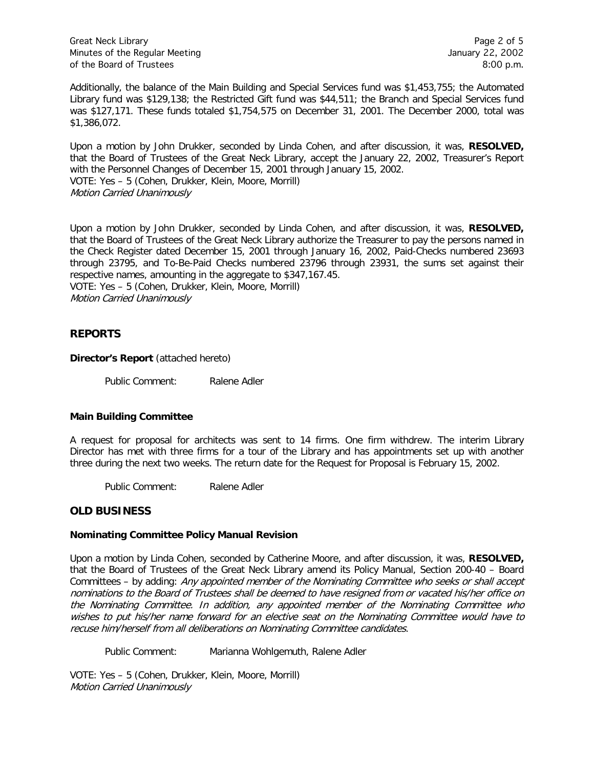Additionally, the balance of the Main Building and Special Services fund was $1,453,755; the Automated Library fund was $129,138; the Restricted Gift fund was $44,511; the Branch and Special Services fund was $127,171. These funds totaled $1,754,575 on December 31, 2001. The December 2000, total was $1,386,072.

Upon a motion by John Drukker, seconded by Linda Cohen, and after discussion, it was, **RESOLVED,** that the Board of Trustees of the Great Neck Library, accept the January 22, 2002, Treasurer's Report with the Personnel Changes of December 15, 2001 through January 15, 2002.
VOTE: Yes – 5 (Cohen, Drukker, Klein, Moore, Morrill)
*Motion Carried Unanimously*

Upon a motion by John Drukker, seconded by Linda Cohen, and after discussion, it was, **RESOLVED,** that the Board of Trustees of the Great Neck Library authorize the Treasurer to pay the persons named in the Check Register dated December 15, 2001 through January 16, 2002, Paid-Checks numbered 23693 through 23795, and To-Be-Paid Checks numbered 23796 through 23931, the sums set against their respective names, amounting in the aggregate to $347,167.45.
VOTE: Yes – 5 (Cohen, Drukker, Klein, Moore, Morrill)
*Motion Carried Unanimously*

## REPORTS

**Director's Report** (attached hereto)

Public Comment: Ralene Adler

**Main Building Committee**

A request for proposal for architects was sent to 14 firms. One firm withdrew. The interim Library Director has met with three firms for a tour of the Library and has appointments set up with another three during the next two weeks. The return date for the Request for Proposal is February 15, 2002.

Public Comment: Ralene Adler

## OLD BUSINESS

**Nominating Committee Policy Manual Revision**

Upon a motion by Linda Cohen, seconded by Catherine Moore, and after discussion, it was, **RESOLVED,** that the Board of Trustees of the Great Neck Library amend its Policy Manual, Section 200-40 – Board Committees – by adding: *Any appointed member of the Nominating Committee who seeks or shall accept nominations to the Board of Trustees shall be deemed to have resigned from or vacated his/her office on the Nominating Committee. In addition, any appointed member of the Nominating Committee who wishes to put his/her name forward for an elective seat on the Nominating Committee would have to recuse him/herself from all deliberations on Nominating Committee candidates*.

Public Comment: Marianna Wohlgemuth, Ralene Adler

VOTE: Yes – 5 (Cohen, Drukker, Klein, Moore, Morrill)
*Motion Carried Unanimously*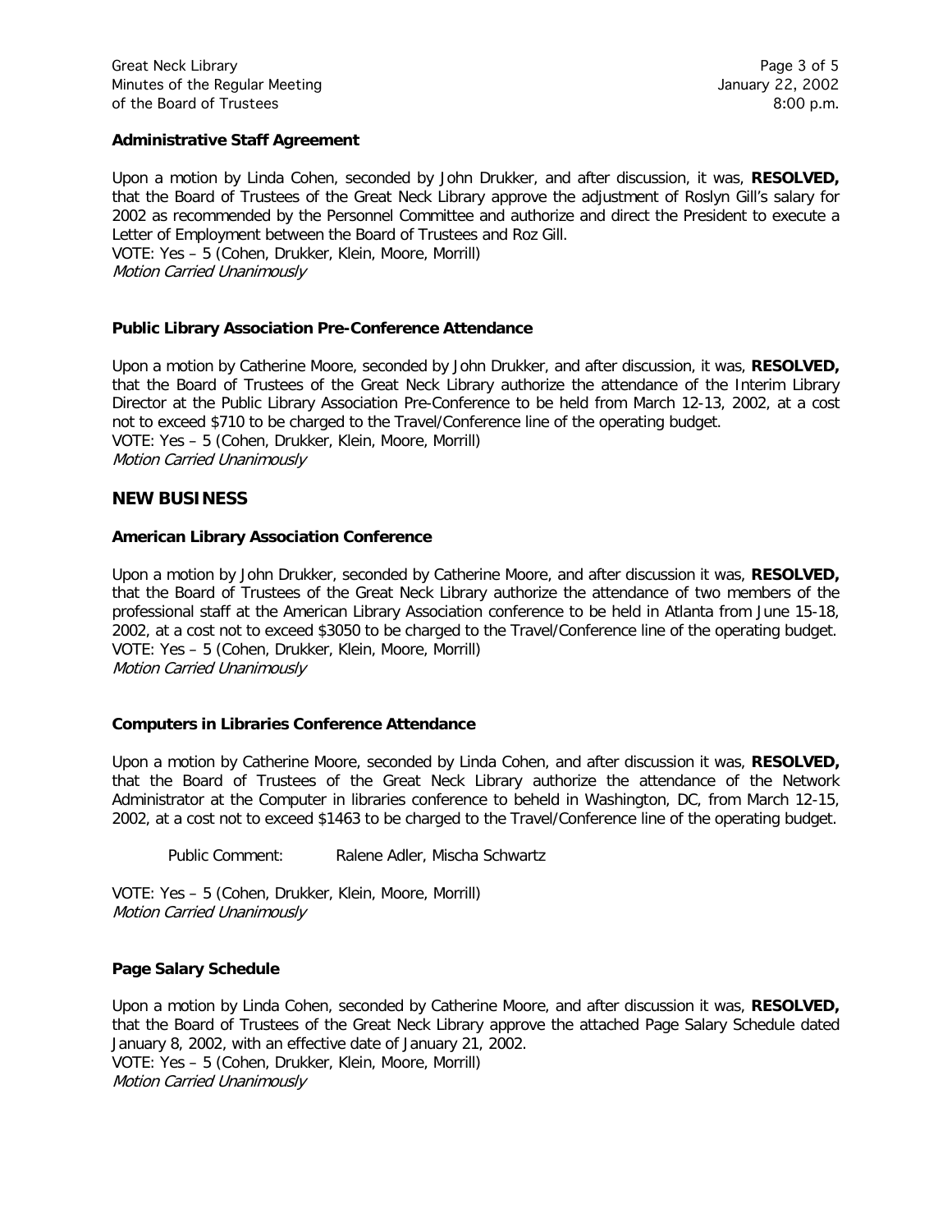### Administrative Staff Agreement

Upon a motion by Linda Cohen, seconded by John Drukker, and after discussion, it was, **RESOLVED,** that the Board of Trustees of the Great Neck Library approve the adjustment of Roslyn Gill's salary for 2002 as recommended by the Personnel Committee and authorize and direct the President to execute a Letter of Employment between the Board of Trustees and Roz Gill.
VOTE: Yes – 5 (Cohen, Drukker, Klein, Moore, Morrill)
*Motion Carried Unanimously*

### Public Library Association Pre-Conference Attendance

Upon a motion by Catherine Moore, seconded by John Drukker, and after discussion, it was, **RESOLVED,** that the Board of Trustees of the Great Neck Library authorize the attendance of the Interim Library Director at the Public Library Association Pre-Conference to be held from March 12-13, 2002, at a cost not to exceed $710 to be charged to the Travel/Conference line of the operating budget.
VOTE: Yes – 5 (Cohen, Drukker, Klein, Moore, Morrill)
*Motion Carried Unanimously*

## NEW BUSINESS

### American Library Association Conference

Upon a motion by John Drukker, seconded by Catherine Moore, and after discussion it was, **RESOLVED,** that the Board of Trustees of the Great Neck Library authorize the attendance of two members of the professional staff at the American Library Association conference to be held in Atlanta from June 15-18, 2002, at a cost not to exceed $3050 to be charged to the Travel/Conference line of the operating budget.
VOTE: Yes – 5 (Cohen, Drukker, Klein, Moore, Morrill)
*Motion Carried Unanimously*

### Computers in Libraries Conference Attendance

Upon a motion by Catherine Moore, seconded by Linda Cohen, and after discussion it was, **RESOLVED,** that the Board of Trustees of the Great Neck Library authorize the attendance of the Network Administrator at the Computer in libraries conference to beheld in Washington, DC, from March 12-15, 2002, at a cost not to exceed $1463 to be charged to the Travel/Conference line of the operating budget.

Public Comment: Ralene Adler, Mischa Schwartz

VOTE: Yes – 5 (Cohen, Drukker, Klein, Moore, Morrill)
*Motion Carried Unanimously*

### Page Salary Schedule

Upon a motion by Linda Cohen, seconded by Catherine Moore, and after discussion it was, **RESOLVED,** that the Board of Trustees of the Great Neck Library approve the attached Page Salary Schedule dated January 8, 2002, with an effective date of January 21, 2002.
VOTE: Yes – 5 (Cohen, Drukker, Klein, Moore, Morrill)
*Motion Carried Unanimously*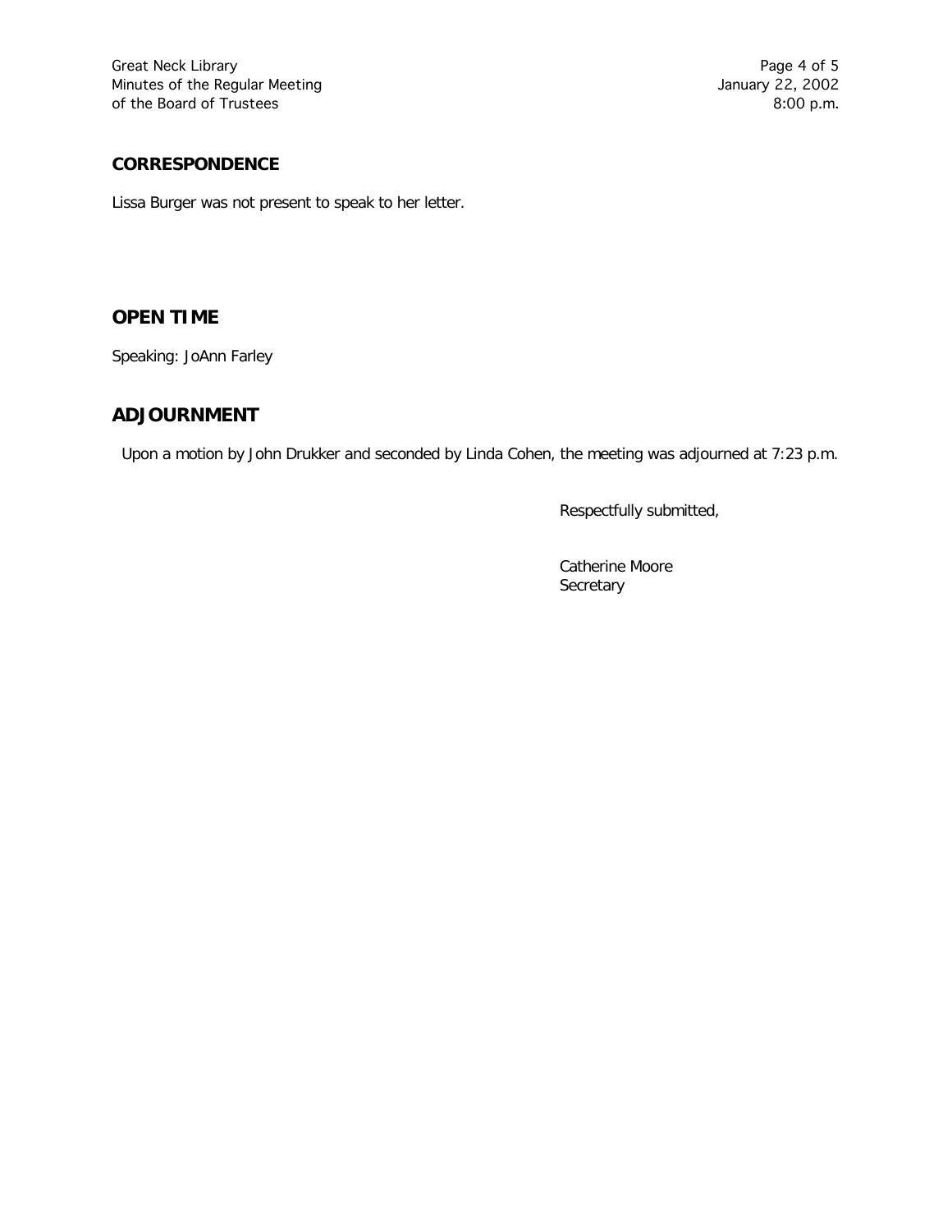## CORRESPONDENCE

Lissa Burger was not present to speak to her letter.

## OPEN TIME

Speaking: JoAnn Farley

## ADJOURNMENT

Upon a motion by John Drukker and seconded by Linda Cohen, the meeting was adjourned at 7:23 p.m.

Respectfully submitted,

Catherine Moore
Secretary